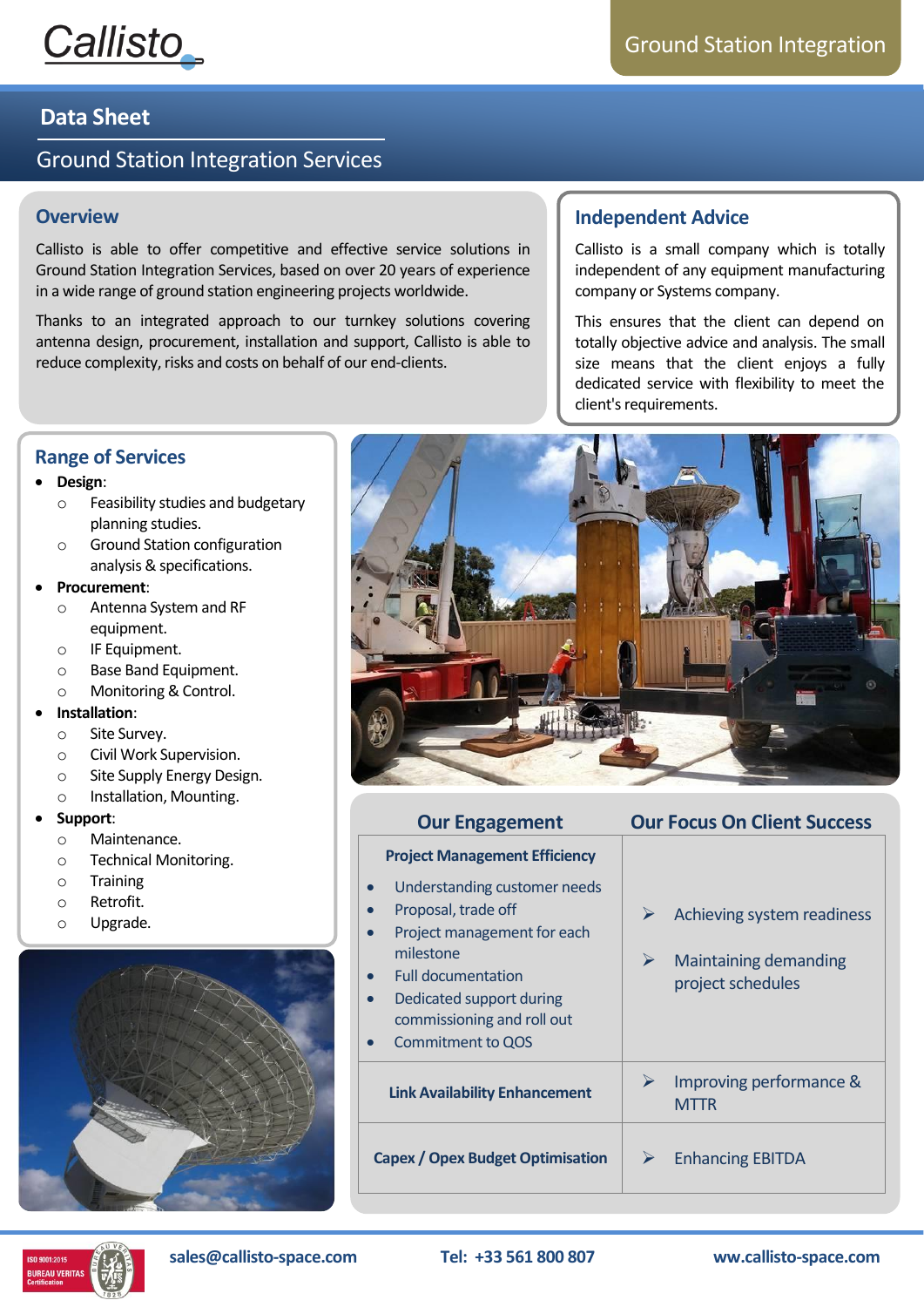Callisto

Ground Station Integration

# Data Sheet

## Ground Station Integration Services

### Overview

Callisto is able to offer competitive and effective service solutions in Ground Station Integration Services, based on over 20 years of experience in a wide range of ground station engineering projects worldwide.

Thanks to an integrated approach to our turnkey solutions covering antenna design, procurement, installation and support, Callisto is able to reduce complexity, risks and costs on behalf of our end-clients.

### Independent Advice

Callisto is a small company which is totally independent of any equipment manufacturing company or Systems company.

This ensures that the client can depend on totally objective advice and analysis. The small size means that the client enjoys a fully dedicated service with flexibility to meet the client's requirements.

### Range of Services

- **Design**:
  - Feasibility studies and budgetary planning studies.
  - Ground Station configuration analysis & specifications.
- **Procurement**:
  - Antenna System and RF equipment.
  - IF Equipment.
  - Base Band Equipment.
  - Monitoring & Control.
- **Installation**:
  - Site Survey.
  - Civil Work Supervision.
  - Site Supply Energy Design.
  - Installation, Mounting.
- **Support**:
  - Maintenance.
  - Technical Monitoring.
  - Training
  - Retrofit.
  - Upgrade.

| Our Engagement | Our Focus On Client Success |
|---|---|
| **Project Management Efficiency**<br>• Understanding customer needs<br>• Proposal, trade off<br>• Project management for each milestone<br>• Full documentation<br>• Dedicated support during commissioning and roll out<br>• Commitment to QOS | ➢ Achieving system readiness<br>➢ Maintaining demanding project schedules |
| **Link Availability Enhancement** | ➢ Improving performance & MTTR |
| **Capex / Opex Budget Optimisation** | ➢ Enhancing EBITDA |

sales@callisto-space.com Tel: +33 561 800 807 ww.callisto-space.com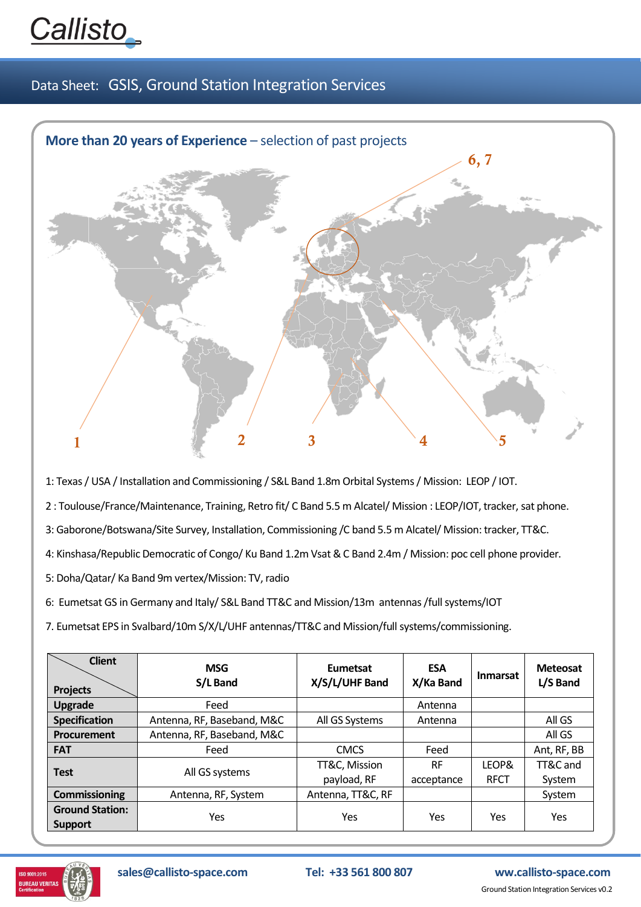## More than 20 years of Experience – selection of past projects

6, 7

1

2

3

4

5

1: Texas / USA / Installation and Commissioning / S&L Band 1.8m Orbital Systems / Mission: LEOP / IOT.

2 : Toulouse/France/Maintenance, Training, Retro fit/ C Band 5.5 m Alcatel/ Mission : LEOP/IOT, tracker, sat phone.

3: Gaborone/Botswana/Site Survey, Installation, Commissioning /C band 5.5 m Alcatel/ Mission: tracker, TT&C.

4: Kinshasa/Republic Democratic of Congo/ Ku Band 1.2m Vsat & C Band 2.4m / Mission: poc cell phone provider.

5: Doha/Qatar/ Ka Band 9m vertex/Mission: TV, radio

6: Eumetsat GS in Germany and Italy/ S&L Band TT&C and Mission/13m antennas /full systems/IOT

7. Eumetsat EPS in Svalbard/10m S/X/L/UHF antennas/TT&C and Mission/full systems/commissioning.

| Client / Projects | MSG S/L Band | Eumetsat X/S/L/UHF Band | ESA X/Ka Band | Inmarsat | Meteosat L/S Band |
|---|---|---|---|---|---|
| **Upgrade** | Feed | | Antenna | | |
| **Specification** | Antenna, RF, Baseband, M&C | All GS Systems | Antenna | | All GS |
| **Procurement** | Antenna, RF, Baseband, M&C | | | | All GS |
| **FAT** | Feed | CMCS | Feed | | Ant, RF, BB |
| **Test** | All GS systems | TT&C, Mission payload, RF | RF acceptance | LEOP& RFCT | TT&C and System |
| **Commissioning** | Antenna, RF, System | Antenna, TT&C, RF | | | System |
| **Ground Station: Support** | Yes | Yes | Yes | Yes | Yes |

sales@callisto-space.com

Tel: +33 561 800 807

ww.callisto-space.com